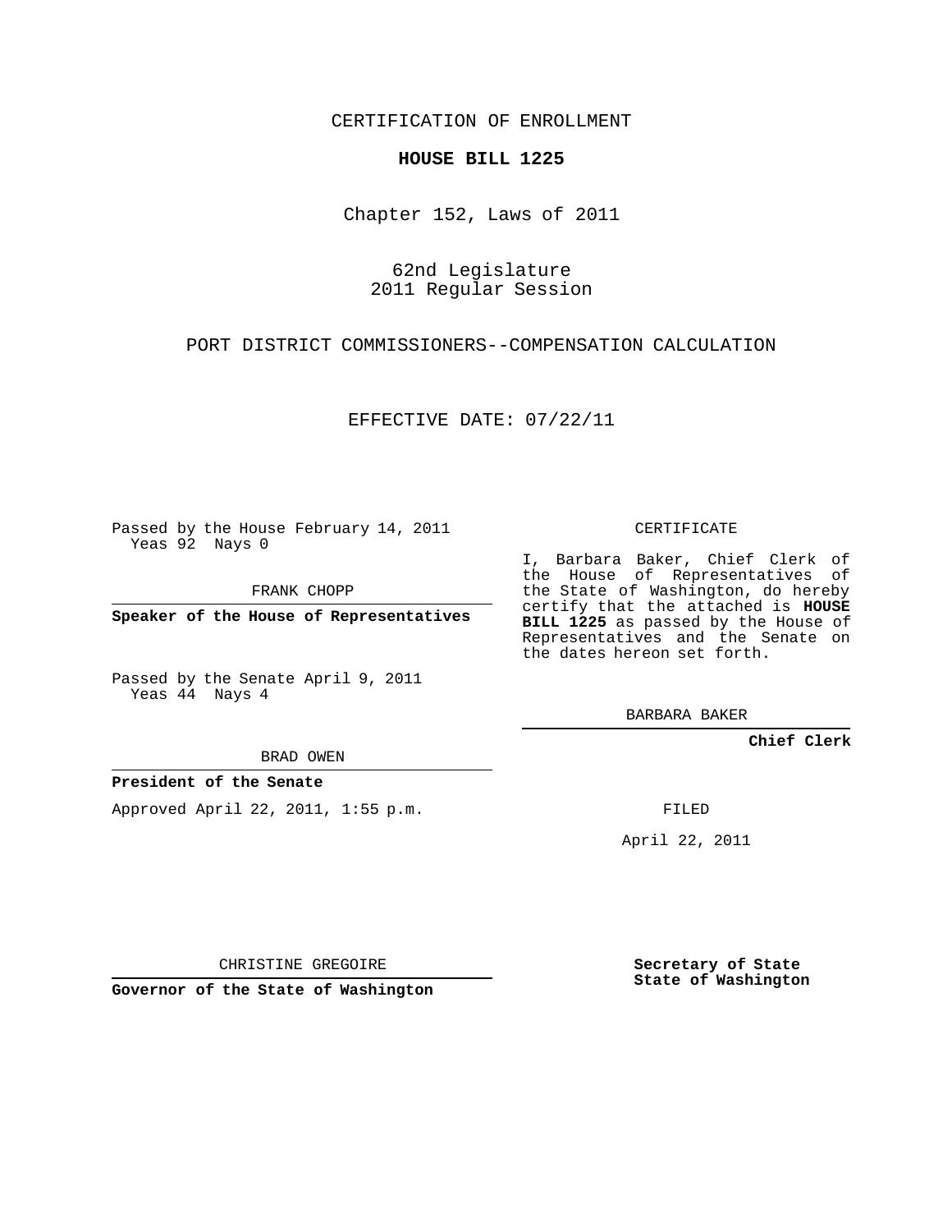CERTIFICATION OF ENROLLMENT

**HOUSE BILL 1225**

Chapter 152, Laws of 2011

62nd Legislature
2011 Regular Session

PORT DISTRICT COMMISSIONERS--COMPENSATION CALCULATION

EFFECTIVE DATE: 07/22/11

Passed by the House February 14, 2011
Yeas 92 Nays 0

FRANK CHOPP

**Speaker of the House of Representatives**

Passed by the Senate April 9, 2011
Yeas 44 Nays 4

BRAD OWEN

**President of the Senate**

Approved April 22, 2011, 1:55 p.m.

CHRISTINE GREGOIRE

**Governor of the State of Washington**

CERTIFICATE

I, Barbara Baker, Chief Clerk of the House of Representatives of the State of Washington, do hereby certify that the attached is **HOUSE BILL 1225** as passed by the House of Representatives and the Senate on the dates hereon set forth.

BARBARA BAKER

**Chief Clerk**

FILED

April 22, 2011

**Secretary of State**
**State of Washington**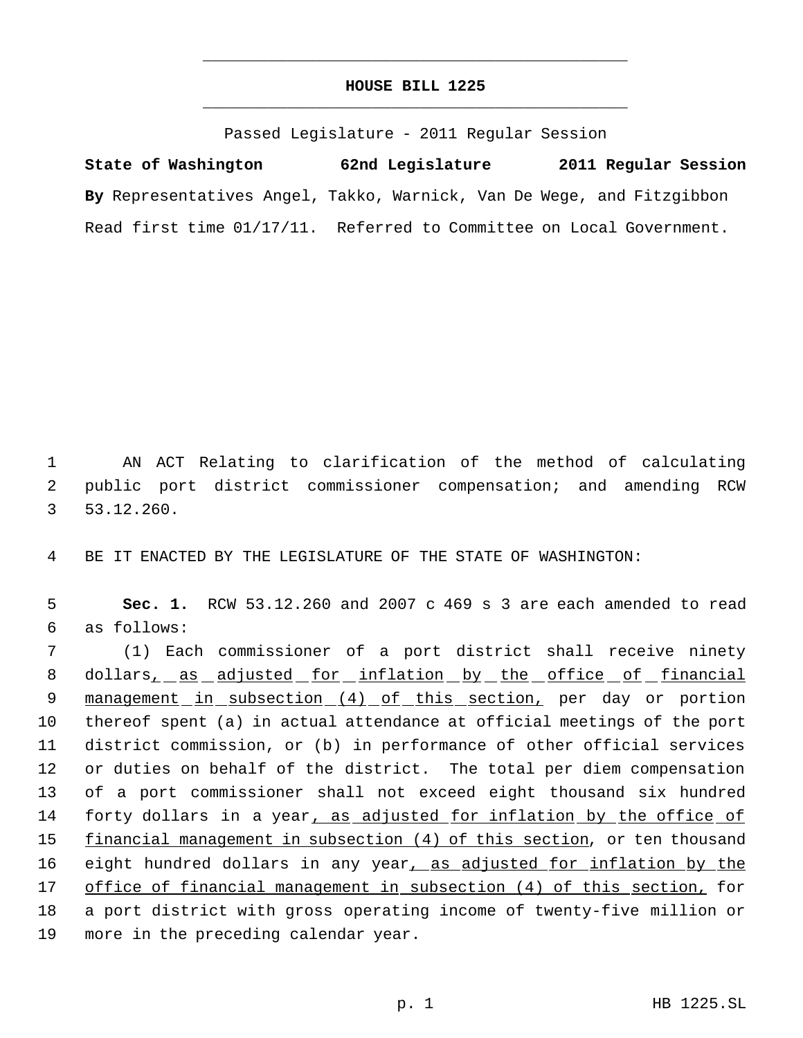# HOUSE BILL 1225

Passed Legislature - 2011 Regular Session

**State of Washington 62nd Legislature 2011 Regular Session**

**By** Representatives Angel, Takko, Warnick, Van De Wege, and Fitzgibbon

Read first time 01/17/11. Referred to Committee on Local Government.

AN ACT Relating to clarification of the method of calculating public port district commissioner compensation; and amending RCW 53.12.260.

BE IT ENACTED BY THE LEGISLATURE OF THE STATE OF WASHINGTON:

**Sec. 1.** RCW 53.12.260 and 2007 c 469 s 3 are each amended to read as follows:

(1) Each commissioner of a port district shall receive ninety dollars, as adjusted for inflation by the office of financial management in subsection (4) of this section, per day or portion thereof spent (a) in actual attendance at official meetings of the port district commission, or (b) in performance of other official services or duties on behalf of the district. The total per diem compensation of a port commissioner shall not exceed eight thousand six hundred forty dollars in a year, as adjusted for inflation by the office of financial management in subsection (4) of this section, or ten thousand eight hundred dollars in any year, as adjusted for inflation by the office of financial management in subsection (4) of this section, for a port district with gross operating income of twenty-five million or more in the preceding calendar year.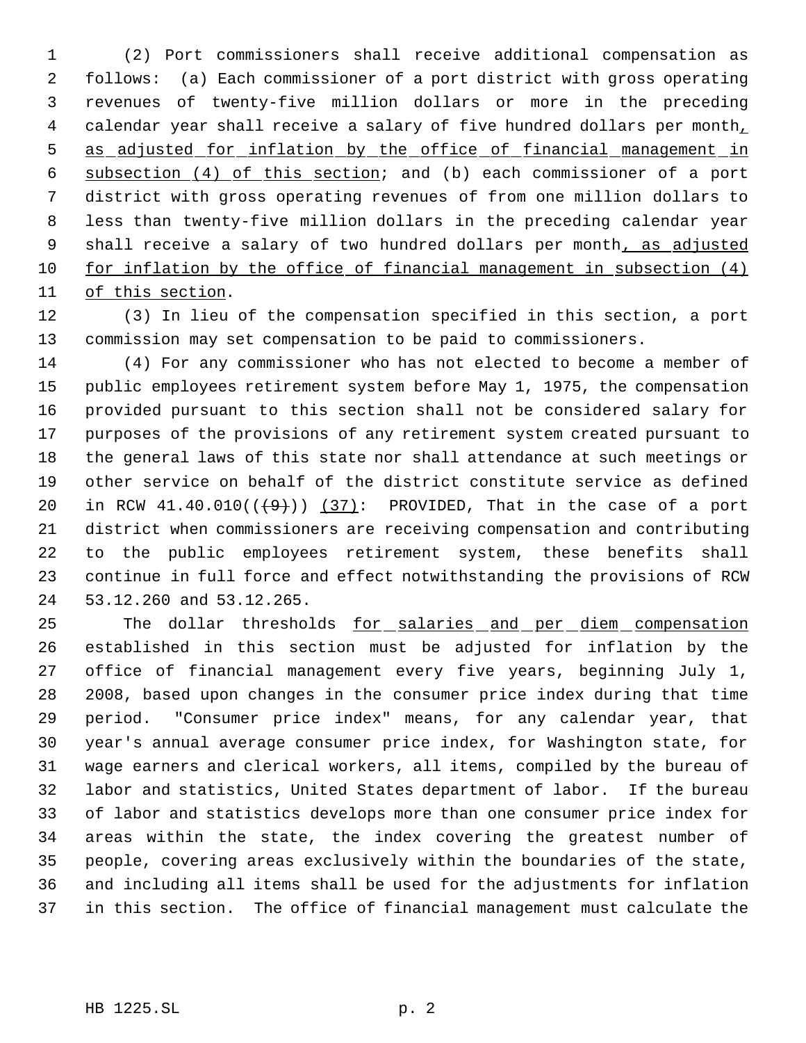(2) Port commissioners shall receive additional compensation as follows: (a) Each commissioner of a port district with gross operating revenues of twenty-five million dollars or more in the preceding calendar year shall receive a salary of five hundred dollars per month, as adjusted for inflation by the office of financial management in subsection (4) of this section; and (b) each commissioner of a port district with gross operating revenues of from one million dollars to less than twenty-five million dollars in the preceding calendar year shall receive a salary of two hundred dollars per month, as adjusted for inflation by the office of financial management in subsection (4) of this section.

(3) In lieu of the compensation specified in this section, a port commission may set compensation to be paid to commissioners.

(4) For any commissioner who has not elected to become a member of public employees retirement system before May 1, 1975, the compensation provided pursuant to this section shall not be considered salary for purposes of the provisions of any retirement system created pursuant to the general laws of this state nor shall attendance at such meetings or other service on behalf of the district constitute service as defined in RCW 41.40.010((~~(9)~~)) (37): PROVIDED, That in the case of a port district when commissioners are receiving compensation and contributing to the public employees retirement system, these benefits shall continue in full force and effect notwithstanding the provisions of RCW 53.12.260 and 53.12.265.

The dollar thresholds for salaries and per diem compensation established in this section must be adjusted for inflation by the office of financial management every five years, beginning July 1, 2008, based upon changes in the consumer price index during that time period. "Consumer price index" means, for any calendar year, that year's annual average consumer price index, for Washington state, for wage earners and clerical workers, all items, compiled by the bureau of labor and statistics, United States department of labor. If the bureau of labor and statistics develops more than one consumer price index for areas within the state, the index covering the greatest number of people, covering areas exclusively within the boundaries of the state, and including all items shall be used for the adjustments for inflation in this section. The office of financial management must calculate the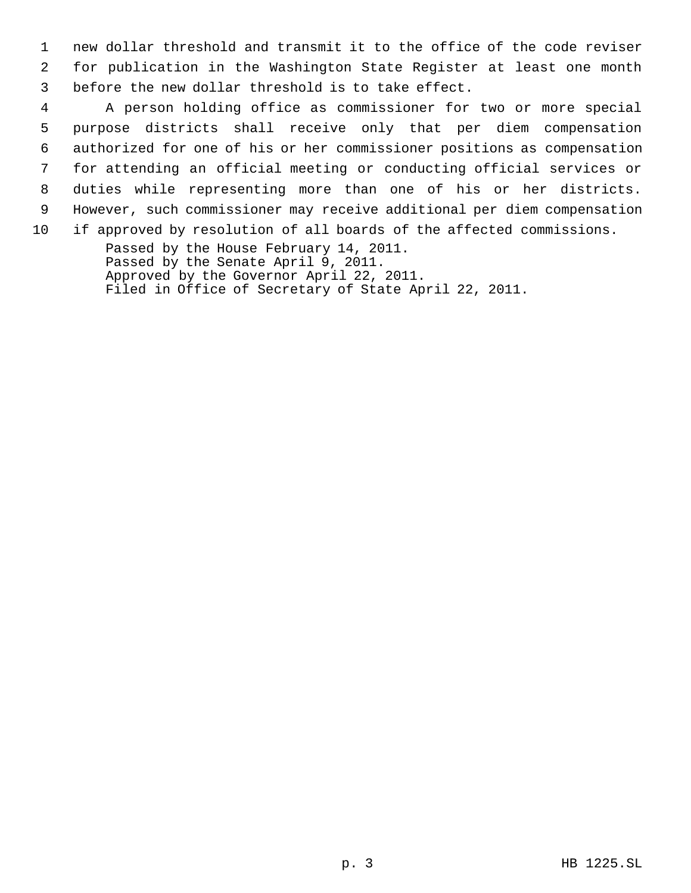new dollar threshold and transmit it to the office of the code reviser for publication in the Washington State Register at least one month before the new dollar threshold is to take effect.

A person holding office as commissioner for two or more special purpose districts shall receive only that per diem compensation authorized for one of his or her commissioner positions as compensation for attending an official meeting or conducting official services or duties while representing more than one of his or her districts. However, such commissioner may receive additional per diem compensation if approved by resolution of all boards of the affected commissions.

Passed by the House February 14, 2011.
Passed by the Senate April 9, 2011.
Approved by the Governor April 22, 2011.
Filed in Office of Secretary of State April 22, 2011.